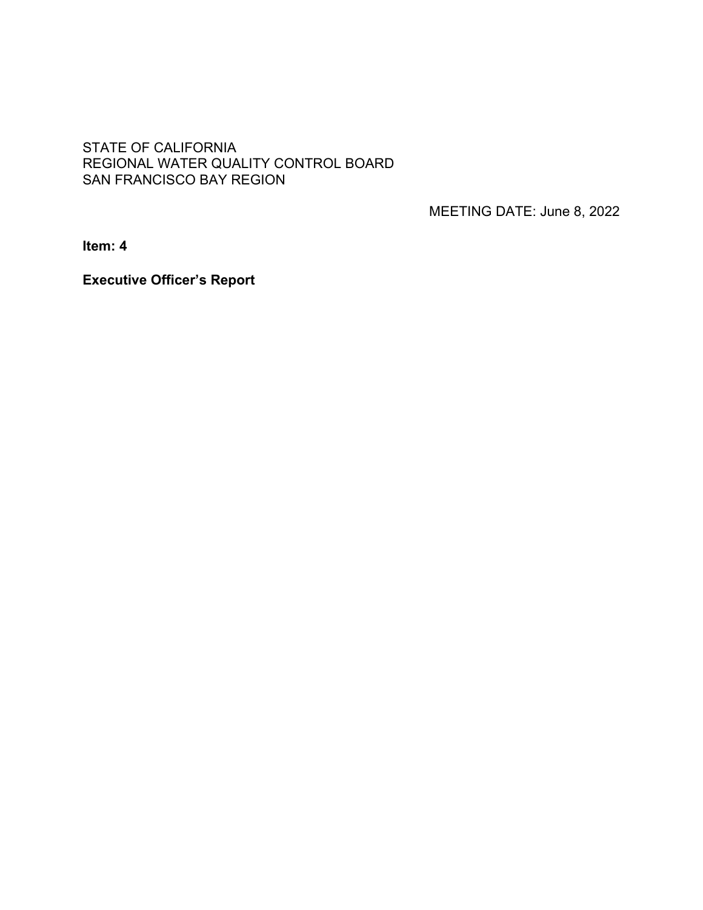STATE OF CALIFORNIA
REGIONAL WATER QUALITY CONTROL BOARD
SAN FRANCISCO BAY REGION

MEETING DATE: June 8, 2022

**Item: 4**

**Executive Officer's Report**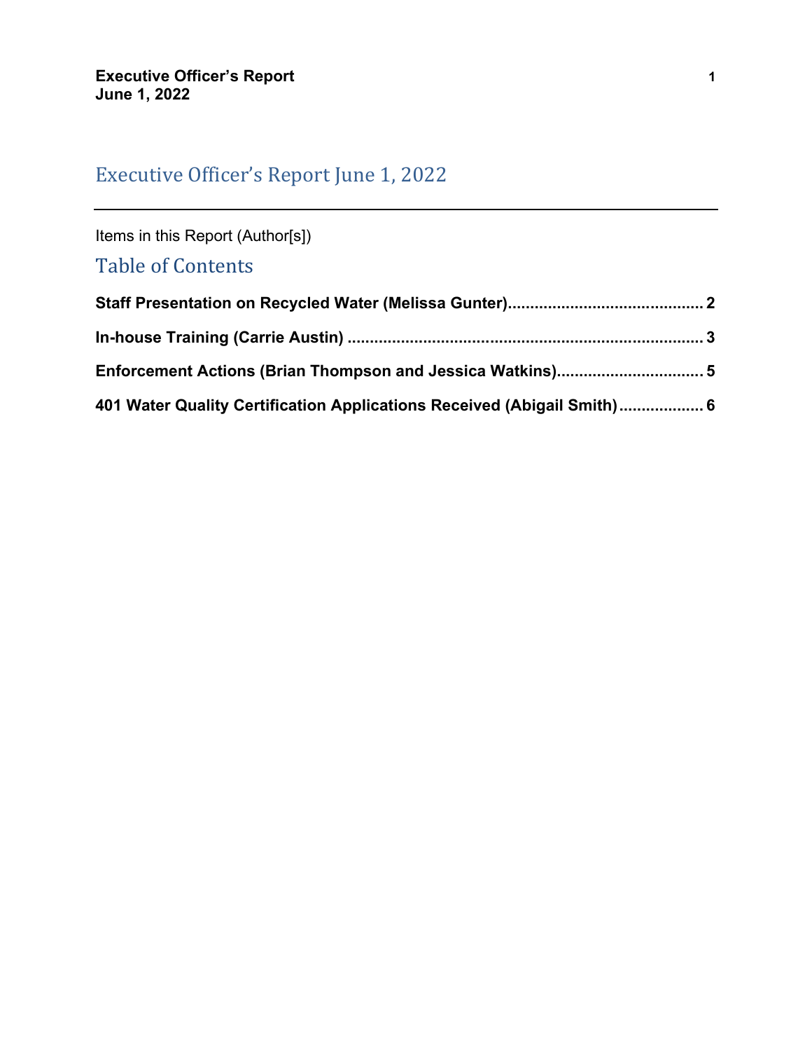# Executive Officer's Report June 1, 2022

---

Items in this Report (Author[s])

## Table of Contents

**Staff Presentation on Recycled Water (Melissa Gunter)............................................ 2**

**In-house Training (Carrie Austin) ................................................................................ 3**

**Enforcement Actions (Brian Thompson and Jessica Watkins)................................. 5**

**401 Water Quality Certification Applications Received (Abigail Smith)................... 6**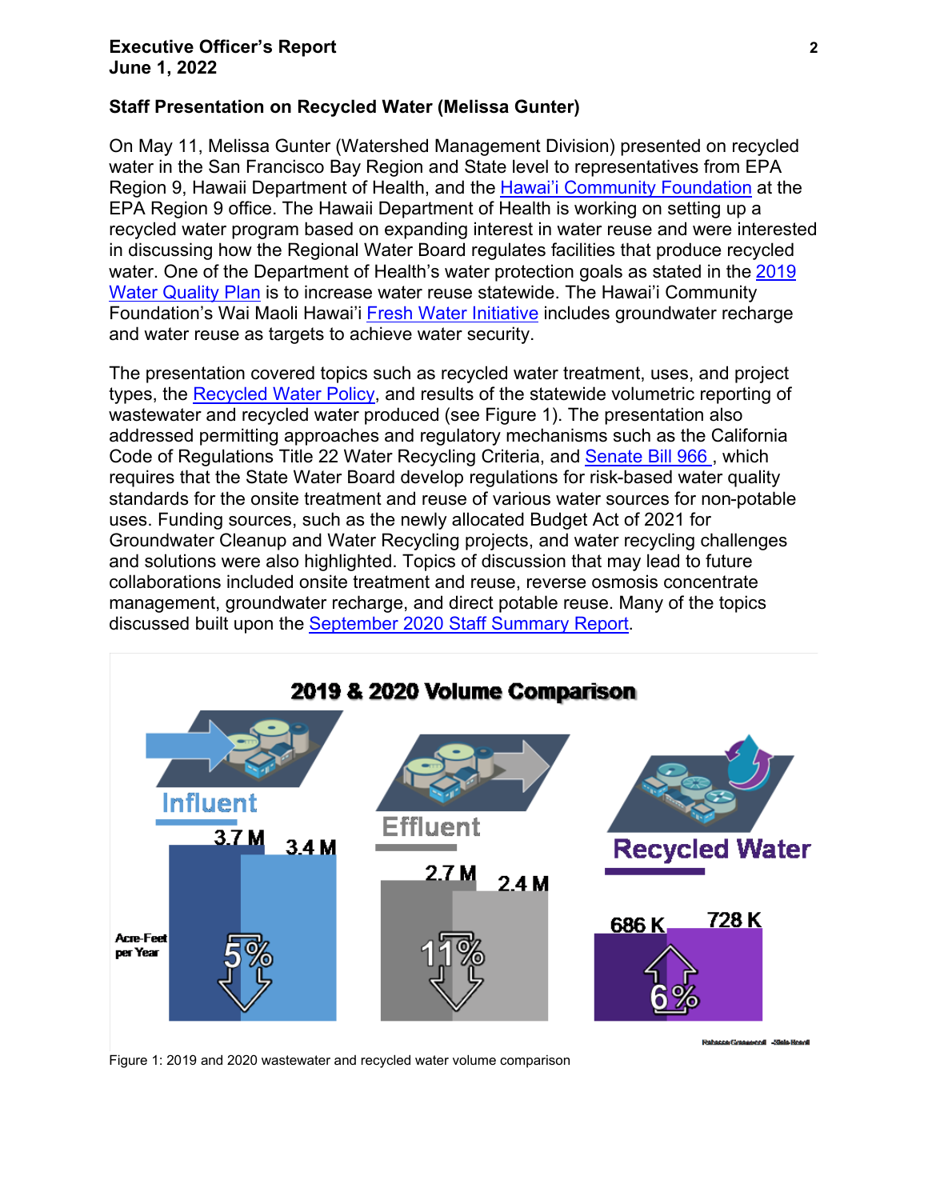## Staff Presentation on Recycled Water (Melissa Gunter)

On May 11, Melissa Gunter (Watershed Management Division) presented on recycled water in the San Francisco Bay Region and State level to representatives from EPA Region 9, Hawaii Department of Health, and the Hawai'i Community Foundation at the EPA Region 9 office. The Hawaii Department of Health is working on setting up a recycled water program based on expanding interest in water reuse and were interested in discussing how the Regional Water Board regulates facilities that produce recycled water. One of the Department of Health's water protection goals as stated in the 2019 Water Quality Plan is to increase water reuse statewide. The Hawai'i Community Foundation's Wai Maoli Hawai'i Fresh Water Initiative includes groundwater recharge and water reuse as targets to achieve water security.

The presentation covered topics such as recycled water treatment, uses, and project types, the Recycled Water Policy, and results of the statewide volumetric reporting of wastewater and recycled water produced (see Figure 1). The presentation also addressed permitting approaches and regulatory mechanisms such as the California Code of Regulations Title 22 Water Recycling Criteria, and Senate Bill 966, which requires that the State Water Board develop regulations for risk-based water quality standards for the onsite treatment and reuse of various water sources for non-potable uses. Funding sources, such as the newly allocated Budget Act of 2021 for Groundwater Cleanup and Water Recycling projects, and water recycling challenges and solutions were also highlighted. Topics of discussion that may lead to future collaborations included onsite treatment and reuse, reverse osmosis concentrate management, groundwater recharge, and direct potable reuse. Many of the topics discussed built upon the September 2020 Staff Summary Report.

**2019 & 2020 Volume Comparison**

| | 2019 | 2020 | Change |
|---|---|---|---|
| Influent | 3.7 M | 3.4 M | ↓ 5% |
| Effluent | 2.7 M | 2.4 M | ↓ 11% |
| Recycled Water | 686 K | 728 K | ↑ 6% |

Acre-Feet per Year

Figure 1: 2019 and 2020 wastewater and recycled water volume comparison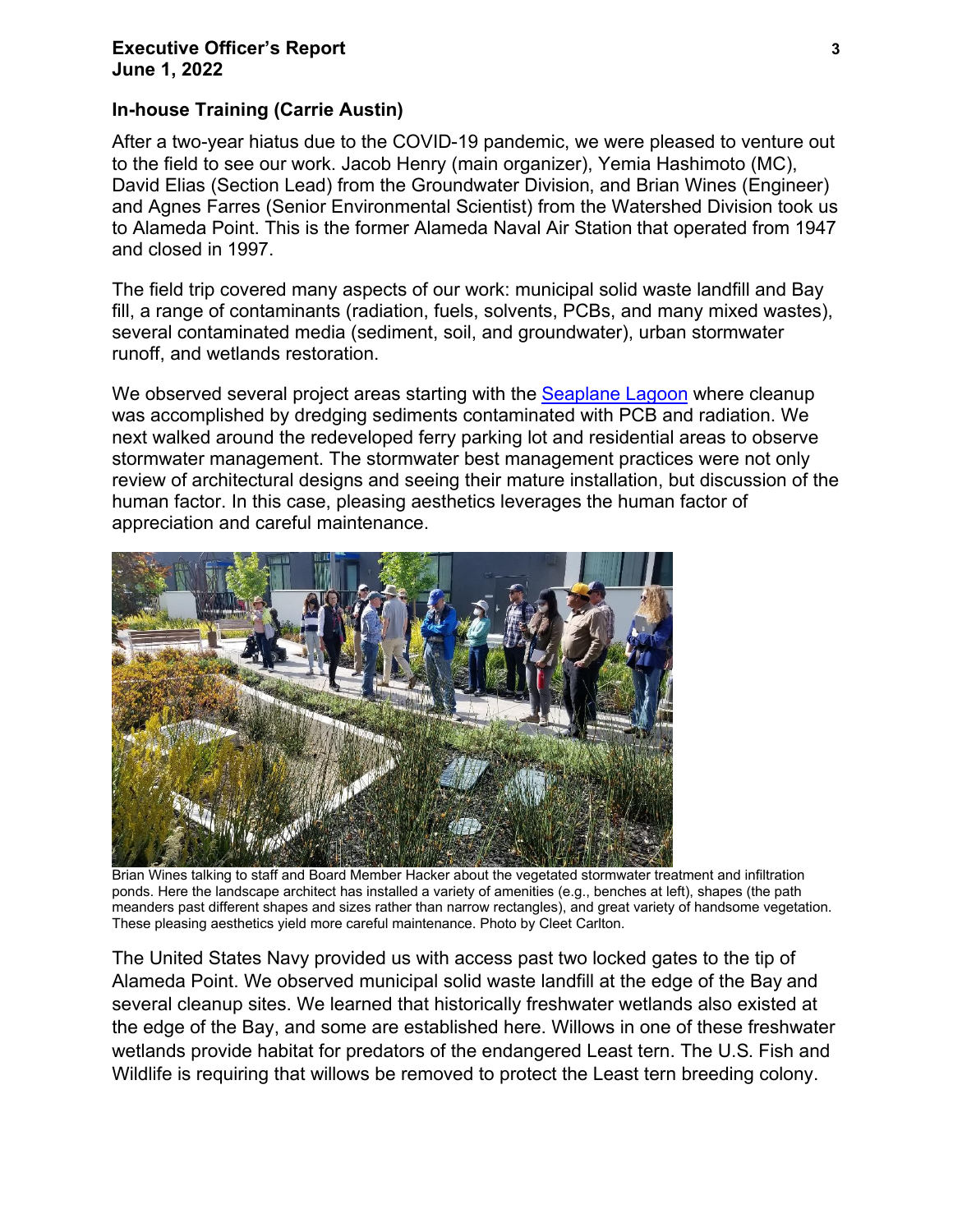### In-house Training (Carrie Austin)

After a two-year hiatus due to the COVID-19 pandemic, we were pleased to venture out to the field to see our work. Jacob Henry (main organizer), Yemia Hashimoto (MC), David Elias (Section Lead) from the Groundwater Division, and Brian Wines (Engineer) and Agnes Farres (Senior Environmental Scientist) from the Watershed Division took us to Alameda Point. This is the former Alameda Naval Air Station that operated from 1947 and closed in 1997.

The field trip covered many aspects of our work: municipal solid waste landfill and Bay fill, a range of contaminants (radiation, fuels, solvents, PCBs, and many mixed wastes), several contaminated media (sediment, soil, and groundwater), urban stormwater runoff, and wetlands restoration.

We observed several project areas starting with the Seaplane Lagoon where cleanup was accomplished by dredging sediments contaminated with PCB and radiation. We next walked around the redeveloped ferry parking lot and residential areas to observe stormwater management. The stormwater best management practices were not only review of architectural designs and seeing their mature installation, but discussion of the human factor. In this case, pleasing aesthetics leverages the human factor of appreciation and careful maintenance.

Brian Wines talking to staff and Board Member Hacker about the vegetated stormwater treatment and infiltration ponds. Here the landscape architect has installed a variety of amenities (e.g., benches at left), shapes (the path meanders past different shapes and sizes rather than narrow rectangles), and great variety of handsome vegetation. These pleasing aesthetics yield more careful maintenance. Photo by Cleet Carlton.

The United States Navy provided us with access past two locked gates to the tip of Alameda Point. We observed municipal solid waste landfill at the edge of the Bay and several cleanup sites. We learned that historically freshwater wetlands also existed at the edge of the Bay, and some are established here. Willows in one of these freshwater wetlands provide habitat for predators of the endangered Least tern. The U.S. Fish and Wildlife is requiring that willows be removed to protect the Least tern breeding colony.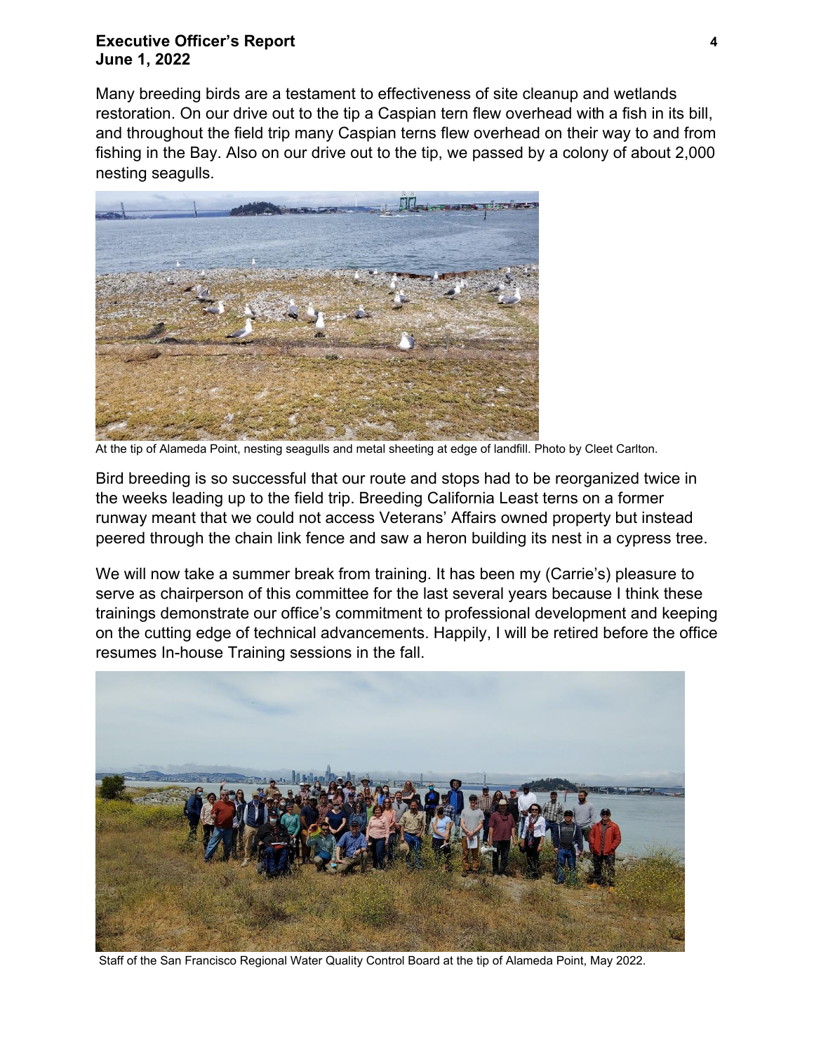Many breeding birds are a testament to effectiveness of site cleanup and wetlands restoration. On our drive out to the tip a Caspian tern flew overhead with a fish in its bill, and throughout the field trip many Caspian terns flew overhead on their way to and from fishing in the Bay. Also on our drive out to the tip, we passed by a colony of about 2,000 nesting seagulls.

At the tip of Alameda Point, nesting seagulls and metal sheeting at edge of landfill. Photo by Cleet Carlton.

Bird breeding is so successful that our route and stops had to be reorganized twice in the weeks leading up to the field trip. Breeding California Least terns on a former runway meant that we could not access Veterans' Affairs owned property but instead peered through the chain link fence and saw a heron building its nest in a cypress tree.

We will now take a summer break from training. It has been my (Carrie's) pleasure to serve as chairperson of this committee for the last several years because I think these trainings demonstrate our office's commitment to professional development and keeping on the cutting edge of technical advancements. Happily, I will be retired before the office resumes In-house Training sessions in the fall.

Staff of the San Francisco Regional Water Quality Control Board at the tip of Alameda Point, May 2022.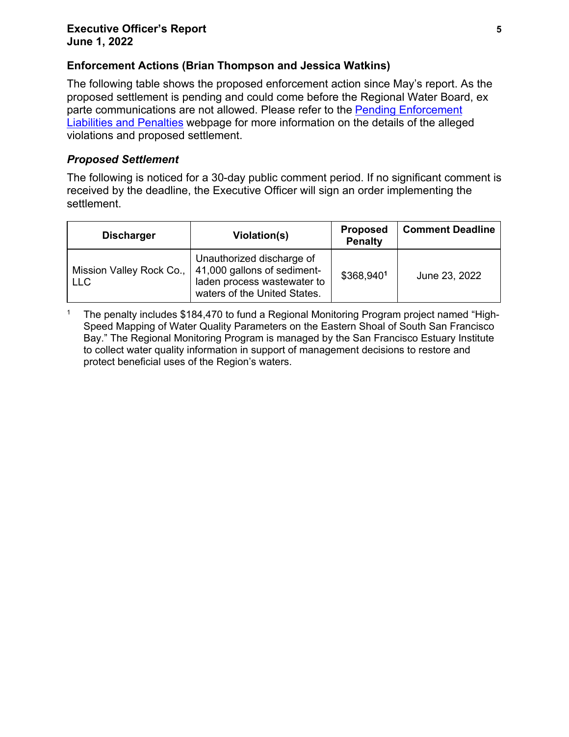## Enforcement Actions (Brian Thompson and Jessica Watkins)

The following table shows the proposed enforcement action since May's report. As the proposed settlement is pending and could come before the Regional Water Board, ex parte communications are not allowed. Please refer to the Pending Enforcement Liabilities and Penalties webpage for more information on the details of the alleged violations and proposed settlement.

### *Proposed Settlement*

The following is noticed for a 30-day public comment period. If no significant comment is received by the deadline, the Executive Officer will sign an order implementing the settlement.

| Discharger | Violation(s) | Proposed Penalty | Comment Deadline |
|---|---|---|---|
| Mission Valley Rock Co., LLC | Unauthorized discharge of 41,000 gallons of sediment-laden process wastewater to waters of the United States. | $368,940[1] | June 23, 2022 |

[1] The penalty includes $184,470 to fund a Regional Monitoring Program project named "High-Speed Mapping of Water Quality Parameters on the Eastern Shoal of South San Francisco Bay." The Regional Monitoring Program is managed by the San Francisco Estuary Institute to collect water quality information in support of management decisions to restore and protect beneficial uses of the Region's waters.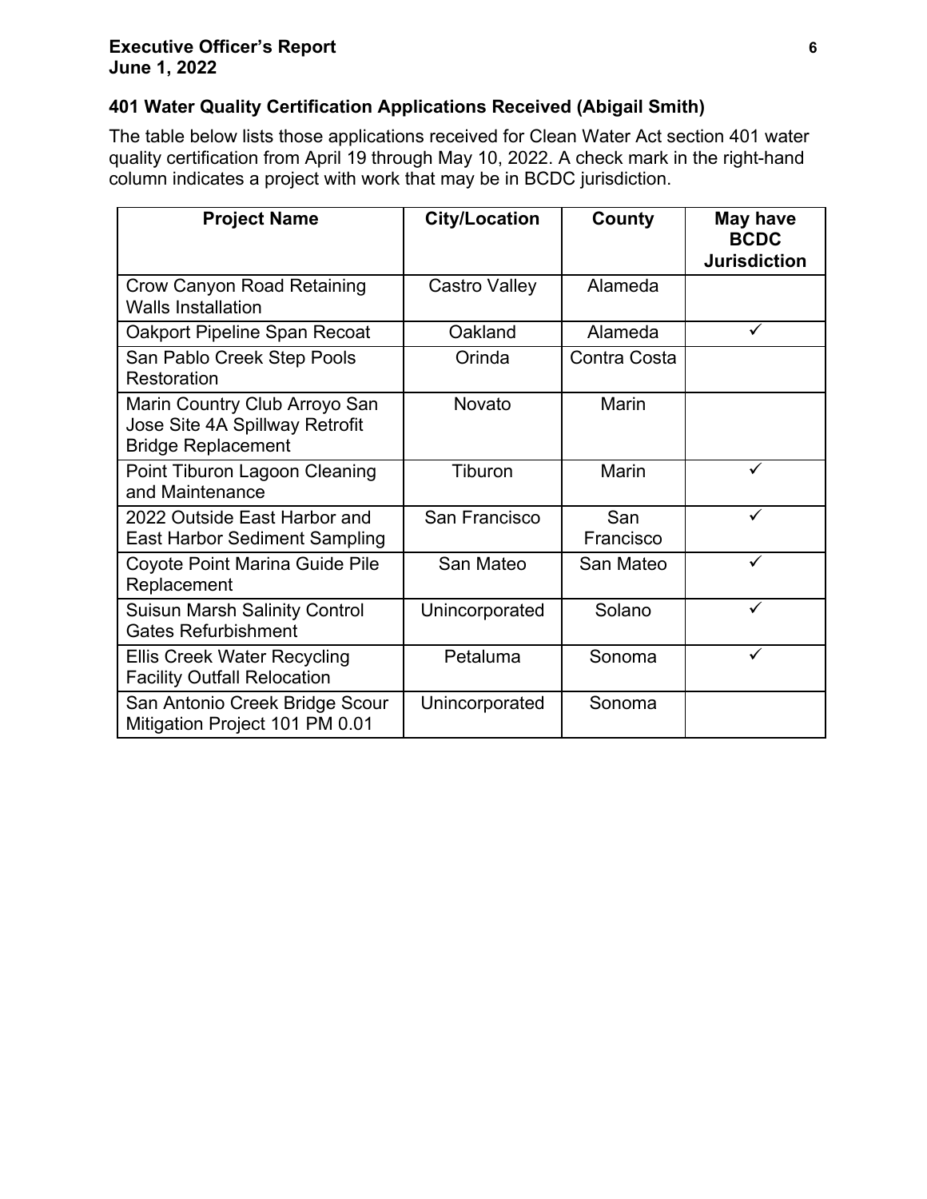## 401 Water Quality Certification Applications Received (Abigail Smith)

The table below lists those applications received for Clean Water Act section 401 water quality certification from April 19 through May 10, 2022. A check mark in the right-hand column indicates a project with work that may be in BCDC jurisdiction.

| Project Name | City/Location | County | May have BCDC Jurisdiction |
|---|---|---|---|
| Crow Canyon Road Retaining Walls Installation | Castro Valley | Alameda | |
| Oakport Pipeline Span Recoat | Oakland | Alameda | ✓ |
| San Pablo Creek Step Pools Restoration | Orinda | Contra Costa | |
| Marin Country Club Arroyo San Jose Site 4A Spillway Retrofit Bridge Replacement | Novato | Marin | |
| Point Tiburon Lagoon Cleaning and Maintenance | Tiburon | Marin | ✓ |
| 2022 Outside East Harbor and East Harbor Sediment Sampling | San Francisco | San Francisco | ✓ |
| Coyote Point Marina Guide Pile Replacement | San Mateo | San Mateo | ✓ |
| Suisun Marsh Salinity Control Gates Refurbishment | Unincorporated | Solano | ✓ |
| Ellis Creek Water Recycling Facility Outfall Relocation | Petaluma | Sonoma | ✓ |
| San Antonio Creek Bridge Scour Mitigation Project 101 PM 0.01 | Unincorporated | Sonoma | |